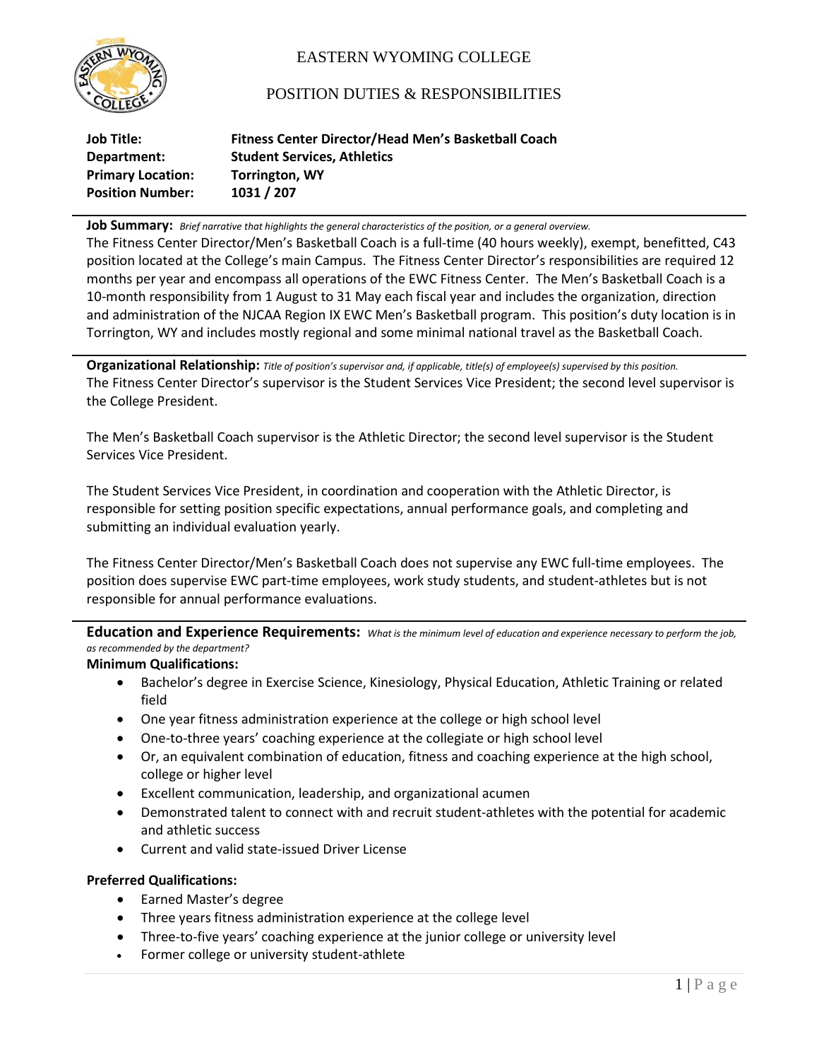# EASTERN WYOMING COLLEGE

## POSITION DUTIES & RESPONSIBILITIES

**Job Title:** **Fitness Center Director/Head Men's Basketball Coach**
**Department:** **Student Services, Athletics**
**Primary Location:** **Torrington, WY**
**Position Number:** **1031 / 207**

---

**Job Summary:** *Brief narrative that highlights the general characteristics of the position, or a general overview.*
The Fitness Center Director/Men's Basketball Coach is a full-time (40 hours weekly), exempt, benefitted, C43 position located at the College's main Campus. The Fitness Center Director's responsibilities are required 12 months per year and encompass all operations of the EWC Fitness Center. The Men's Basketball Coach is a 10-month responsibility from 1 August to 31 May each fiscal year and includes the organization, direction and administration of the NJCAA Region IX EWC Men's Basketball program. This position's duty location is in Torrington, WY and includes mostly regional and some minimal national travel as the Basketball Coach.

---

**Organizational Relationship:** *Title of position's supervisor and, if applicable, title(s) of employee(s) supervised by this position.*
The Fitness Center Director's supervisor is the Student Services Vice President; the second level supervisor is the College President.

The Men's Basketball Coach supervisor is the Athletic Director; the second level supervisor is the Student Services Vice President.

The Student Services Vice President, in coordination and cooperation with the Athletic Director, is responsible for setting position specific expectations, annual performance goals, and completing and submitting an individual evaluation yearly.

The Fitness Center Director/Men's Basketball Coach does not supervise any EWC full-time employees. The position does supervise EWC part-time employees, work study students, and student-athletes but is not responsible for annual performance evaluations.

---

**Education and Experience Requirements:** *What is the minimum level of education and experience necessary to perform the job, as recommended by the department?*

**Minimum Qualifications:**

- Bachelor's degree in Exercise Science, Kinesiology, Physical Education, Athletic Training or related field
- One year fitness administration experience at the college or high school level
- One-to-three years' coaching experience at the collegiate or high school level
- Or, an equivalent combination of education, fitness and coaching experience at the high school, college or higher level
- Excellent communication, leadership, and organizational acumen
- Demonstrated talent to connect with and recruit student-athletes with the potential for academic and athletic success
- Current and valid state-issued Driver License

**Preferred Qualifications:**

- Earned Master's degree
- Three years fitness administration experience at the college level
- Three-to-five years' coaching experience at the junior college or university level
- Former college or university student-athlete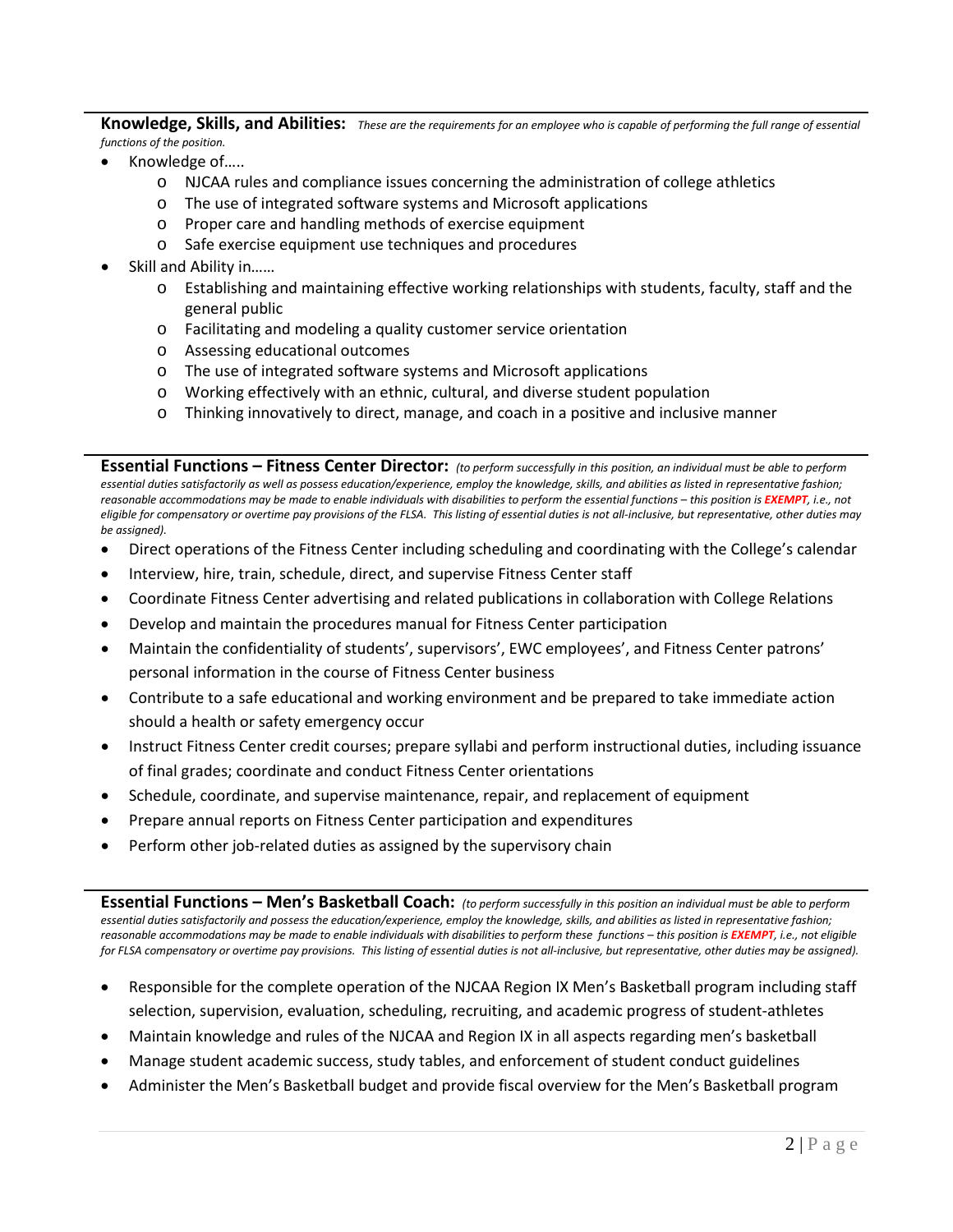**Knowledge, Skills, and Abilities:** *These are the requirements for an employee who is capable of performing the full range of essential functions of the position.*

- Knowledge of…..
    - NJCAA rules and compliance issues concerning the administration of college athletics
    - The use of integrated software systems and Microsoft applications
    - Proper care and handling methods of exercise equipment
    - Safe exercise equipment use techniques and procedures
- Skill and Ability in……
    - Establishing and maintaining effective working relationships with students, faculty, staff and the general public
    - Facilitating and modeling a quality customer service orientation
    - Assessing educational outcomes
    - The use of integrated software systems and Microsoft applications
    - Working effectively with an ethnic, cultural, and diverse student population
    - Thinking innovatively to direct, manage, and coach in a positive and inclusive manner

**Essential Functions – Fitness Center Director:** *(to perform successfully in this position, an individual must be able to perform essential duties satisfactorily as well as possess education/experience, employ the knowledge, skills, and abilities as listed in representative fashion; reasonable accommodations may be made to enable individuals with disabilities to perform the essential functions – this position is **EXEMPT**, i.e., not eligible for compensatory or overtime pay provisions of the FLSA. This listing of essential duties is not all-inclusive, but representative, other duties may be assigned).*

- Direct operations of the Fitness Center including scheduling and coordinating with the College's calendar
- Interview, hire, train, schedule, direct, and supervise Fitness Center staff
- Coordinate Fitness Center advertising and related publications in collaboration with College Relations
- Develop and maintain the procedures manual for Fitness Center participation
- Maintain the confidentiality of students', supervisors', EWC employees', and Fitness Center patrons' personal information in the course of Fitness Center business
- Contribute to a safe educational and working environment and be prepared to take immediate action should a health or safety emergency occur
- Instruct Fitness Center credit courses; prepare syllabi and perform instructional duties, including issuance of final grades; coordinate and conduct Fitness Center orientations
- Schedule, coordinate, and supervise maintenance, repair, and replacement of equipment
- Prepare annual reports on Fitness Center participation and expenditures
- Perform other job-related duties as assigned by the supervisory chain

**Essential Functions – Men's Basketball Coach:** *(to perform successfully in this position an individual must be able to perform essential duties satisfactorily and possess the education/experience, employ the knowledge, skills, and abilities as listed in representative fashion; reasonable accommodations may be made to enable individuals with disabilities to perform these functions – this position is **EXEMPT**, i.e., not eligible for FLSA compensatory or overtime pay provisions. This listing of essential duties is not all-inclusive, but representative, other duties may be assigned).*

- Responsible for the complete operation of the NJCAA Region IX Men's Basketball program including staff selection, supervision, evaluation, scheduling, recruiting, and academic progress of student-athletes
- Maintain knowledge and rules of the NJCAA and Region IX in all aspects regarding men's basketball
- Manage student academic success, study tables, and enforcement of student conduct guidelines
- Administer the Men's Basketball budget and provide fiscal overview for the Men's Basketball program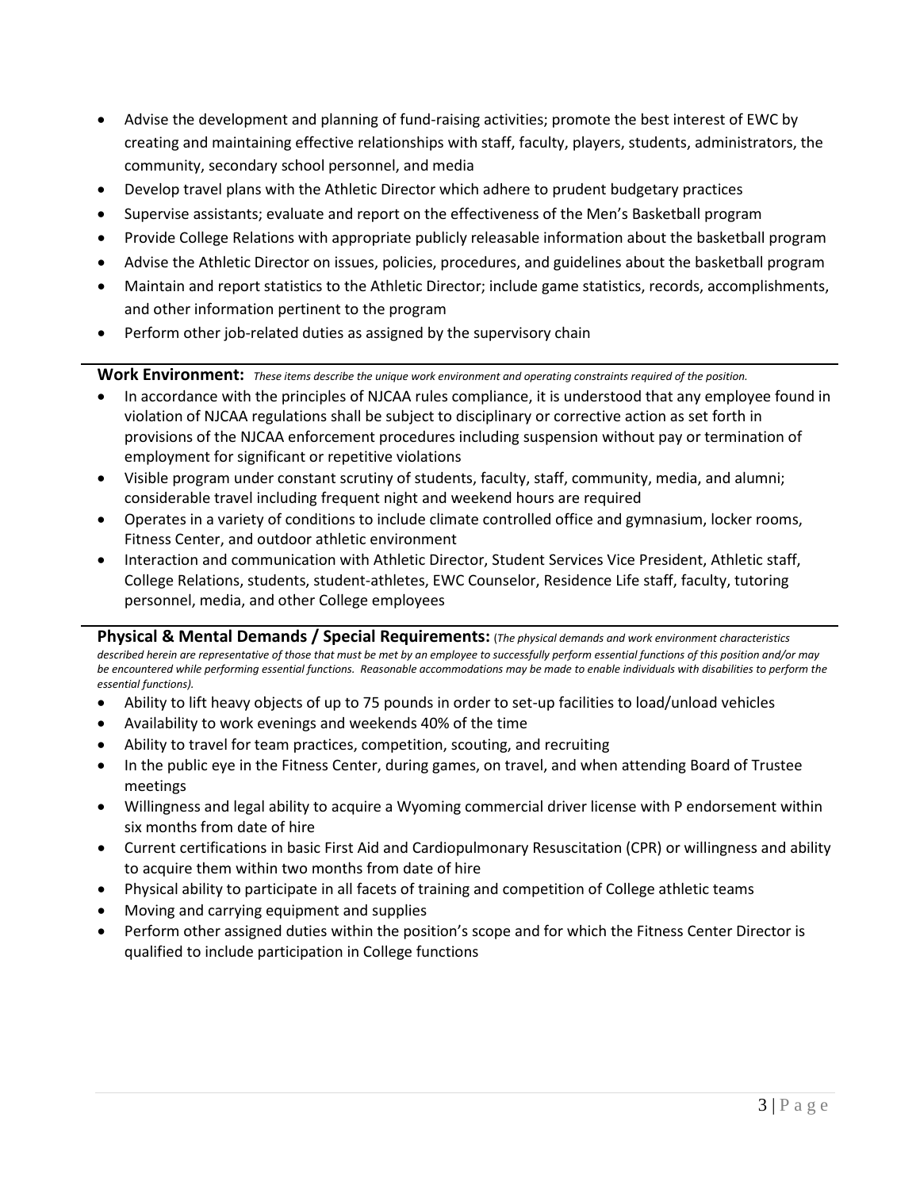- Advise the development and planning of fund-raising activities; promote the best interest of EWC by creating and maintaining effective relationships with staff, faculty, players, students, administrators, the community, secondary school personnel, and media
- Develop travel plans with the Athletic Director which adhere to prudent budgetary practices
- Supervise assistants; evaluate and report on the effectiveness of the Men's Basketball program
- Provide College Relations with appropriate publicly releasable information about the basketball program
- Advise the Athletic Director on issues, policies, procedures, and guidelines about the basketball program
- Maintain and report statistics to the Athletic Director; include game statistics, records, accomplishments, and other information pertinent to the program
- Perform other job-related duties as assigned by the supervisory chain

**Work Environment:** *These items describe the unique work environment and operating constraints required of the position.*

- In accordance with the principles of NJCAA rules compliance, it is understood that any employee found in violation of NJCAA regulations shall be subject to disciplinary or corrective action as set forth in provisions of the NJCAA enforcement procedures including suspension without pay or termination of employment for significant or repetitive violations
- Visible program under constant scrutiny of students, faculty, staff, community, media, and alumni; considerable travel including frequent night and weekend hours are required
- Operates in a variety of conditions to include climate controlled office and gymnasium, locker rooms, Fitness Center, and outdoor athletic environment
- Interaction and communication with Athletic Director, Student Services Vice President, Athletic staff, College Relations, students, student-athletes, EWC Counselor, Residence Life staff, faculty, tutoring personnel, media, and other College employees

**Physical & Mental Demands / Special Requirements:** (*The physical demands and work environment characteristics described herein are representative of those that must be met by an employee to successfully perform essential functions of this position and/or may be encountered while performing essential functions. Reasonable accommodations may be made to enable individuals with disabilities to perform the essential functions).*

- Ability to lift heavy objects of up to 75 pounds in order to set-up facilities to load/unload vehicles
- Availability to work evenings and weekends 40% of the time
- Ability to travel for team practices, competition, scouting, and recruiting
- In the public eye in the Fitness Center, during games, on travel, and when attending Board of Trustee meetings
- Willingness and legal ability to acquire a Wyoming commercial driver license with P endorsement within six months from date of hire
- Current certifications in basic First Aid and Cardiopulmonary Resuscitation (CPR) or willingness and ability to acquire them within two months from date of hire
- Physical ability to participate in all facets of training and competition of College athletic teams
- Moving and carrying equipment and supplies
- Perform other assigned duties within the position's scope and for which the Fitness Center Director is qualified to include participation in College functions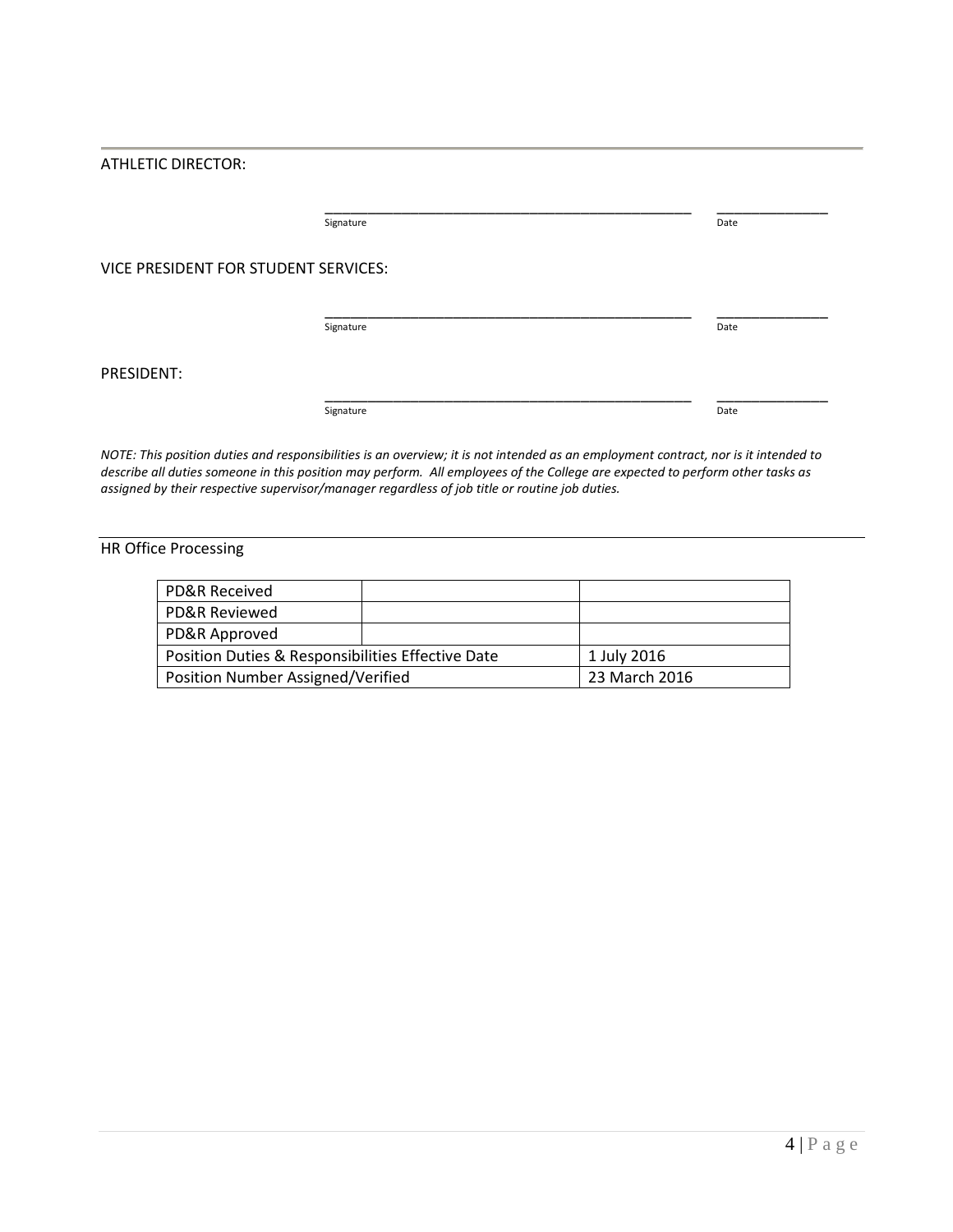ATHLETIC DIRECTOR:

\_\_\_\_\_\_\_\_\_\_\_\_\_\_\_\_\_\_\_\_\_\_\_\_\_\_\_\_\_\_\_\_\_\_\_\_\_\_\_\_\_\_\_\_ \_\_\_\_\_\_\_\_\_\_\_\_\_\_
Signature Date

VICE PRESIDENT FOR STUDENT SERVICES:

\_\_\_\_\_\_\_\_\_\_\_\_\_\_\_\_\_\_\_\_\_\_\_\_\_\_\_\_\_\_\_\_\_\_\_\_\_\_\_\_\_\_\_\_ \_\_\_\_\_\_\_\_\_\_\_\_\_\_
Signature Date

PRESIDENT:

\_\_\_\_\_\_\_\_\_\_\_\_\_\_\_\_\_\_\_\_\_\_\_\_\_\_\_\_\_\_\_\_\_\_\_\_\_\_\_\_\_\_\_\_ \_\_\_\_\_\_\_\_\_\_\_\_\_\_
Signature Date

*NOTE: This position duties and responsibilities is an overview; it is not intended as an employment contract, nor is it intended to describe all duties someone in this position may perform. All employees of the College are expected to perform other tasks as assigned by their respective supervisor/manager regardless of job title or routine job duties.*

HR Office Processing

| | | |
|---|---|---|
| PD&R Received | | |
| PD&R Reviewed | | |
| PD&R Approved | | |
| Position Duties & Responsibilities Effective Date | | 1 July 2016 |
| Position Number Assigned/Verified | | 23 March 2016 |